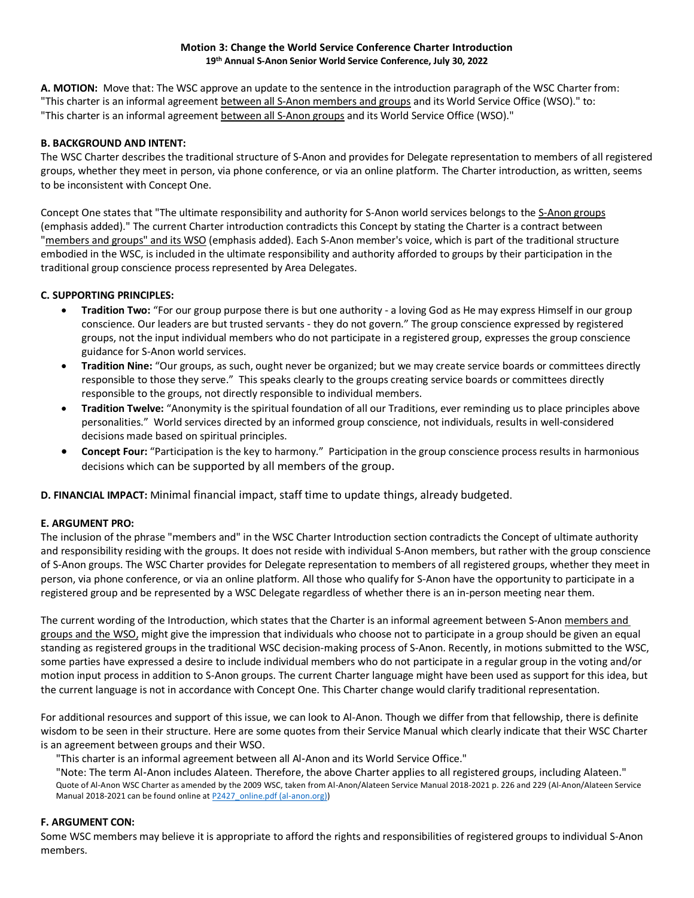**Motion 3: Change the World Service Conference Charter Introduction**
**19th Annual S-Anon Senior World Service Conference, July 30, 2022**

**A. MOTION:** Move that: The WSC approve an update to the sentence in the introduction paragraph of the WSC Charter from: "This charter is an informal agreement <u>between all S-Anon members and groups</u> and its World Service Office (WSO)." to: "This charter is an informal agreement <u>between all S-Anon groups</u> and its World Service Office (WSO)."

**B. BACKGROUND AND INTENT:**
The WSC Charter describes the traditional structure of S-Anon and provides for Delegate representation to members of all registered groups, whether they meet in person, via phone conference, or via an online platform. The Charter introduction, as written, seems to be inconsistent with Concept One.

Concept One states that "The ultimate responsibility and authority for S-Anon world services belongs to the <u>S-Anon groups</u> (emphasis added)." The current Charter introduction contradicts this Concept by stating the Charter is a contract between "<u>members and groups" and its WSO</u> (emphasis added). Each S-Anon member's voice, which is part of the traditional structure embodied in the WSC, is included in the ultimate responsibility and authority afforded to groups by their participation in the traditional group conscience process represented by Area Delegates.

**C. SUPPORTING PRINCIPLES:**

- **Tradition Two:** "For our group purpose there is but one authority - a loving God as He may express Himself in our group conscience. Our leaders are but trusted servants - they do not govern." The group conscience expressed by registered groups, not the input individual members who do not participate in a registered group, expresses the group conscience guidance for S-Anon world services.
- **Tradition Nine:** "Our groups, as such, ought never be organized; but we may create service boards or committees directly responsible to those they serve." This speaks clearly to the groups creating service boards or committees directly responsible to the groups, not directly responsible to individual members.
- **Tradition Twelve:** "Anonymity is the spiritual foundation of all our Traditions, ever reminding us to place principles above personalities." World services directed by an informed group conscience, not individuals, results in well-considered decisions made based on spiritual principles.
- **Concept Four:** "Participation is the key to harmony." Participation in the group conscience process results in harmonious decisions which can be supported by all members of the group.

**D. FINANCIAL IMPACT:** Minimal financial impact, staff time to update things, already budgeted.

**E. ARGUMENT PRO:**
The inclusion of the phrase "members and" in the WSC Charter Introduction section contradicts the Concept of ultimate authority and responsibility residing with the groups. It does not reside with individual S-Anon members, but rather with the group conscience of S-Anon groups. The WSC Charter provides for Delegate representation to members of all registered groups, whether they meet in person, via phone conference, or via an online platform. All those who qualify for S-Anon have the opportunity to participate in a registered group and be represented by a WSC Delegate regardless of whether there is an in-person meeting near them.

The current wording of the Introduction, which states that the Charter is an informal agreement between S-Anon <u>members and groups and the WSO,</u> might give the impression that individuals who choose not to participate in a group should be given an equal standing as registered groups in the traditional WSC decision-making process of S-Anon. Recently, in motions submitted to the WSC, some parties have expressed a desire to include individual members who do not participate in a regular group in the voting and/or motion input process in addition to S-Anon groups. The current Charter language might have been used as support for this idea, but the current language is not in accordance with Concept One. This Charter change would clarify traditional representation.

For additional resources and support of this issue, we can look to Al-Anon. Though we differ from that fellowship, there is definite wisdom to be seen in their structure. Here are some quotes from their Service Manual which clearly indicate that their WSC Charter is an agreement between groups and their WSO.

> "This charter is an informal agreement between all Al-Anon and its World Service Office."
>
> "Note: The term Al-Anon includes Alateen. Therefore, the above Charter applies to all registered groups, including Alateen."
>
> Quote of Al-Anon WSC Charter as amended by the 2009 WSC, taken from Al-Anon/Alateen Service Manual 2018-2021 p. 226 and 229 (Al-Anon/Alateen Service Manual 2018-2021 can be found online at P2427_online.pdf (al-anon.org))

**F. ARGUMENT CON:**
Some WSC members may believe it is appropriate to afford the rights and responsibilities of registered groups to individual S-Anon members.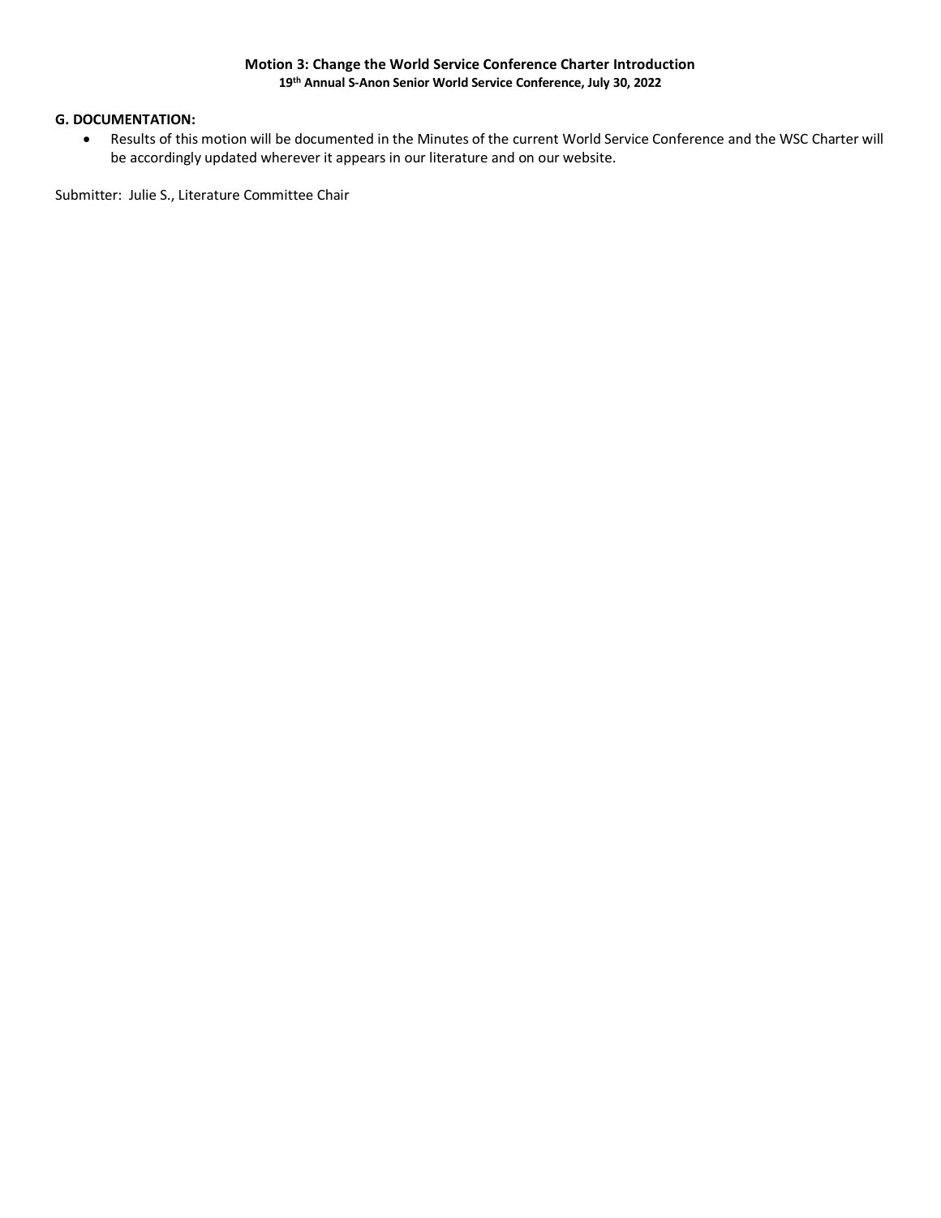**G. DOCUMENTATION:**

- Results of this motion will be documented in the Minutes of the current World Service Conference and the WSC Charter will be accordingly updated wherever it appears in our literature and on our website.

Submitter: Julie S., Literature Committee Chair